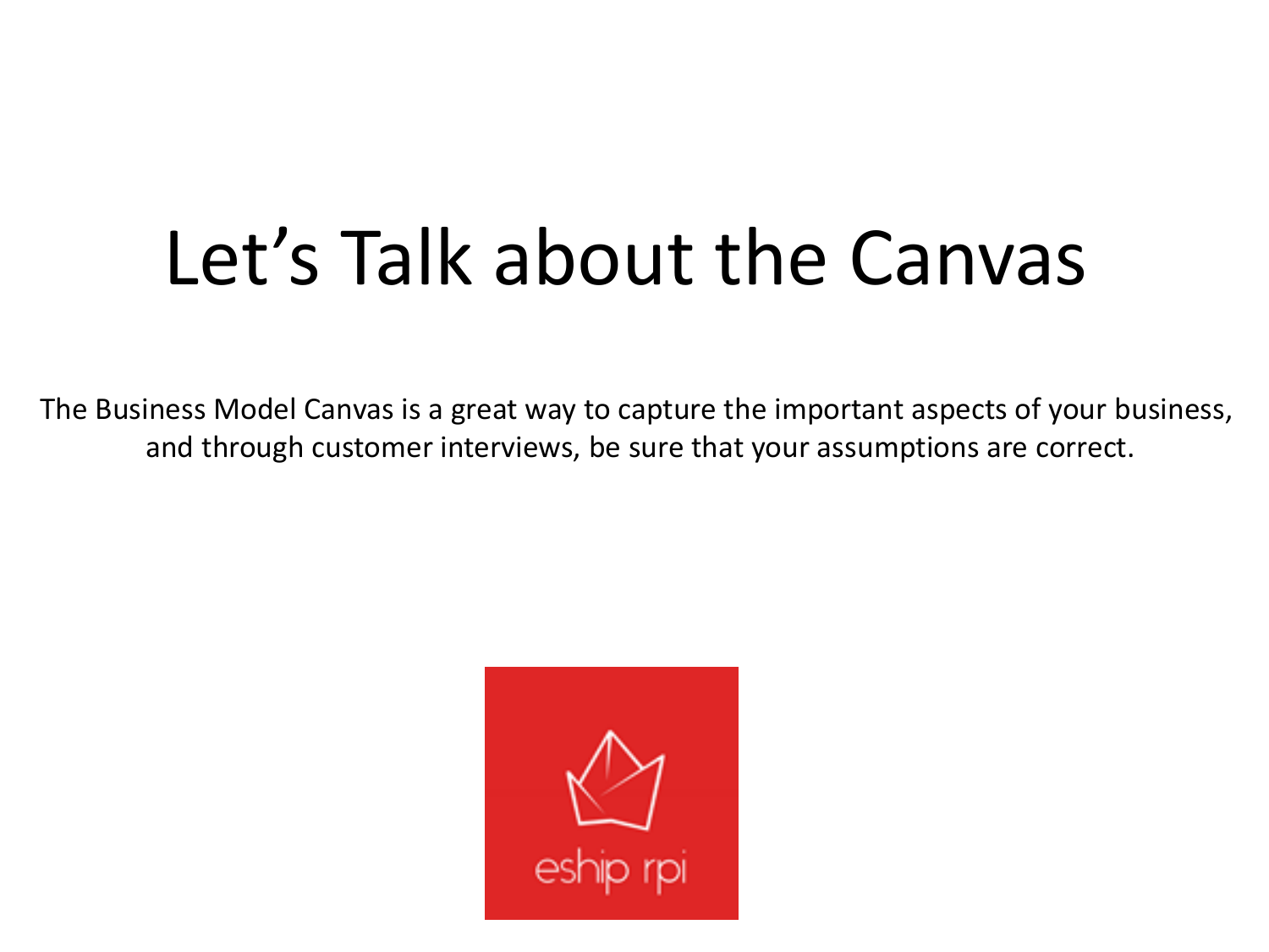# Let's Talk about the Canvas

The Business Model Canvas is a great way to capture the important aspects of your business, and through customer interviews, be sure that your assumptions are correct.

eship rpi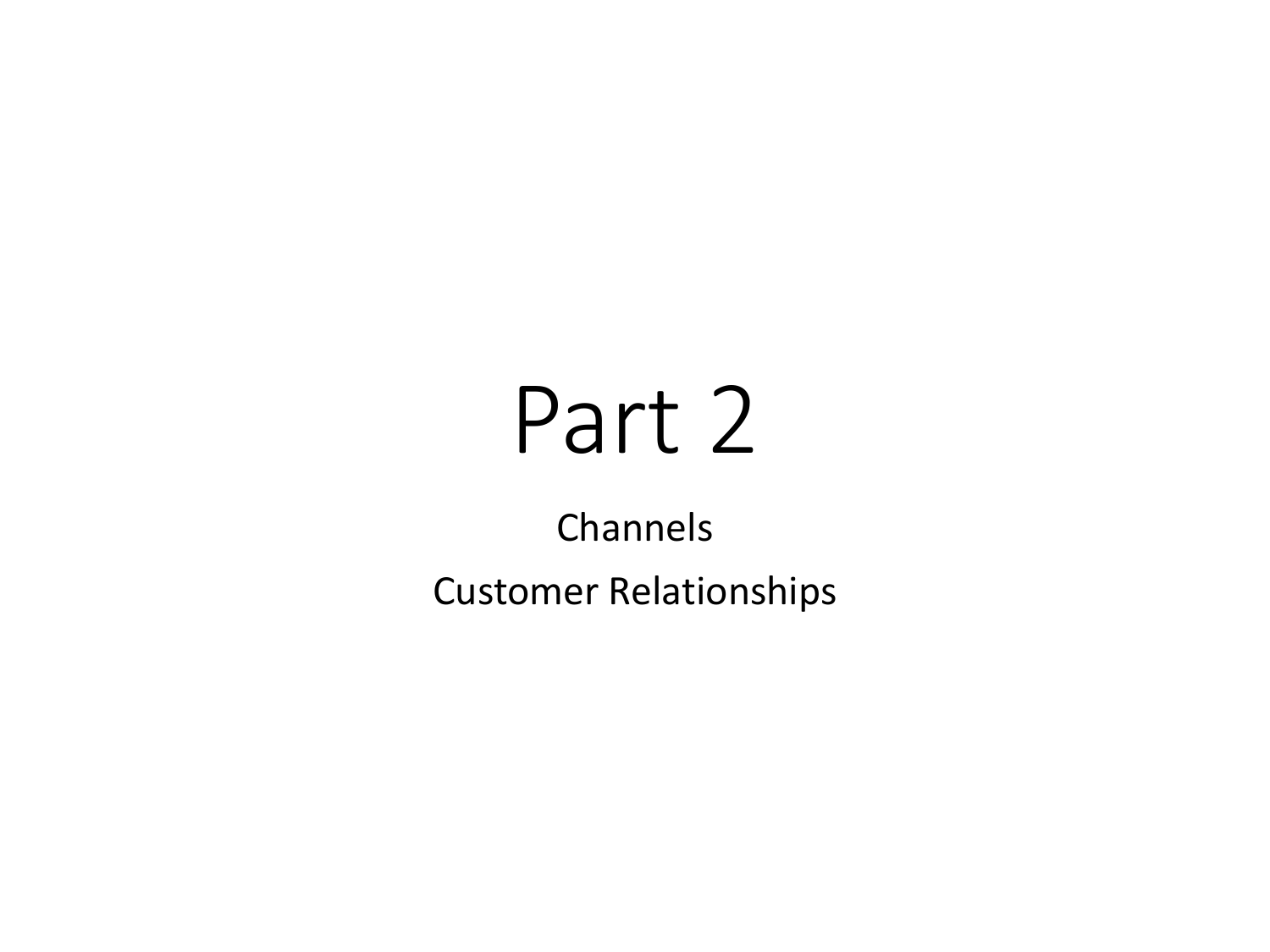# Part 2

Channels

Customer Relationships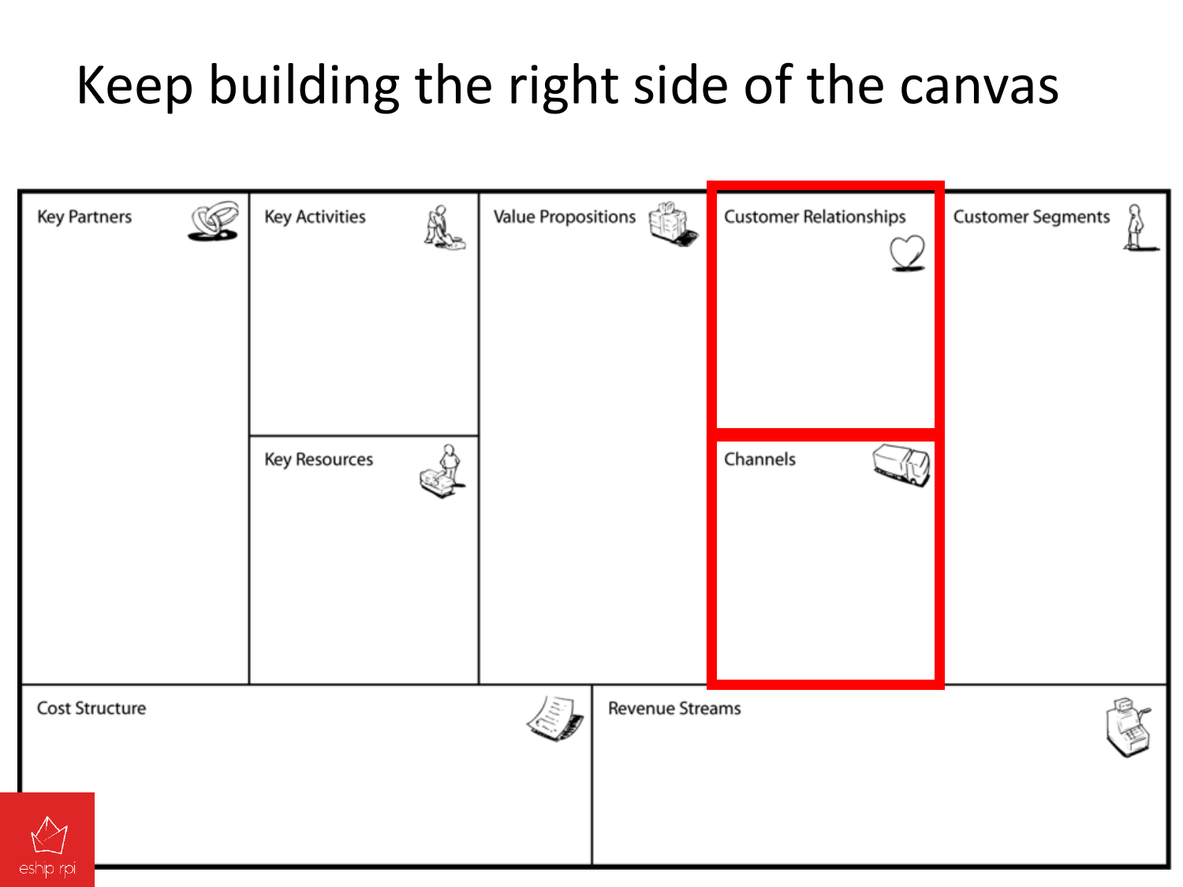# Keep building the right side of the canvas

| Key Partners | Key Activities | Value Propositions | Customer Relationships | Customer Segments |
| --- | --- | --- | --- | --- |
| | Key Resources | | Channels | |

| Cost Structure | Revenue Streams |
| --- | --- |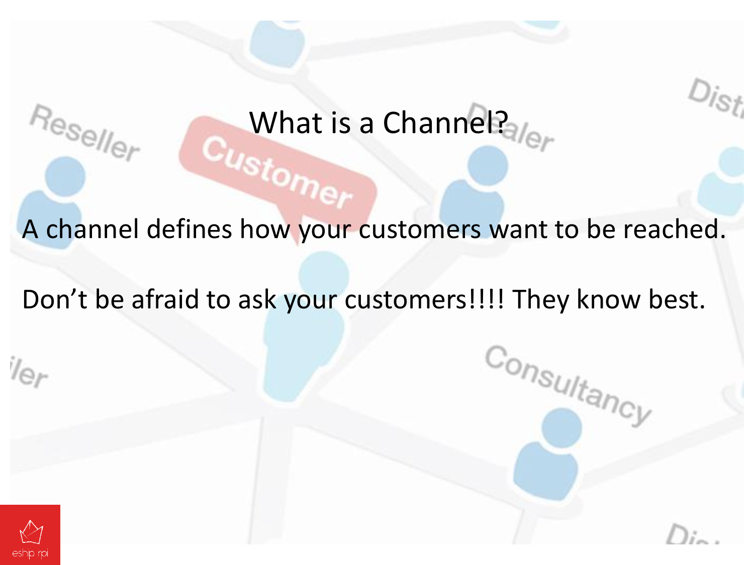# What is a Channel?

A channel defines how your customers want to be reached.

Don't be afraid to ask your customers!!!! They know best.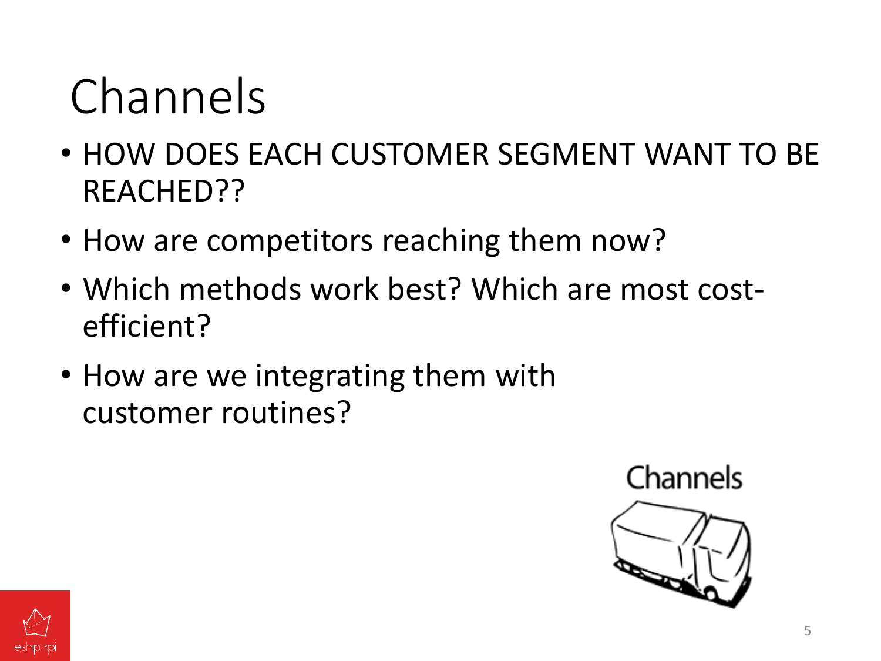# Channels

- HOW DOES EACH CUSTOMER SEGMENT WANT TO BE REACHED??
- How are competitors reaching them now?
- Which methods work best? Which are most cost-efficient?
- How are we integrating them with customer routines?

Channels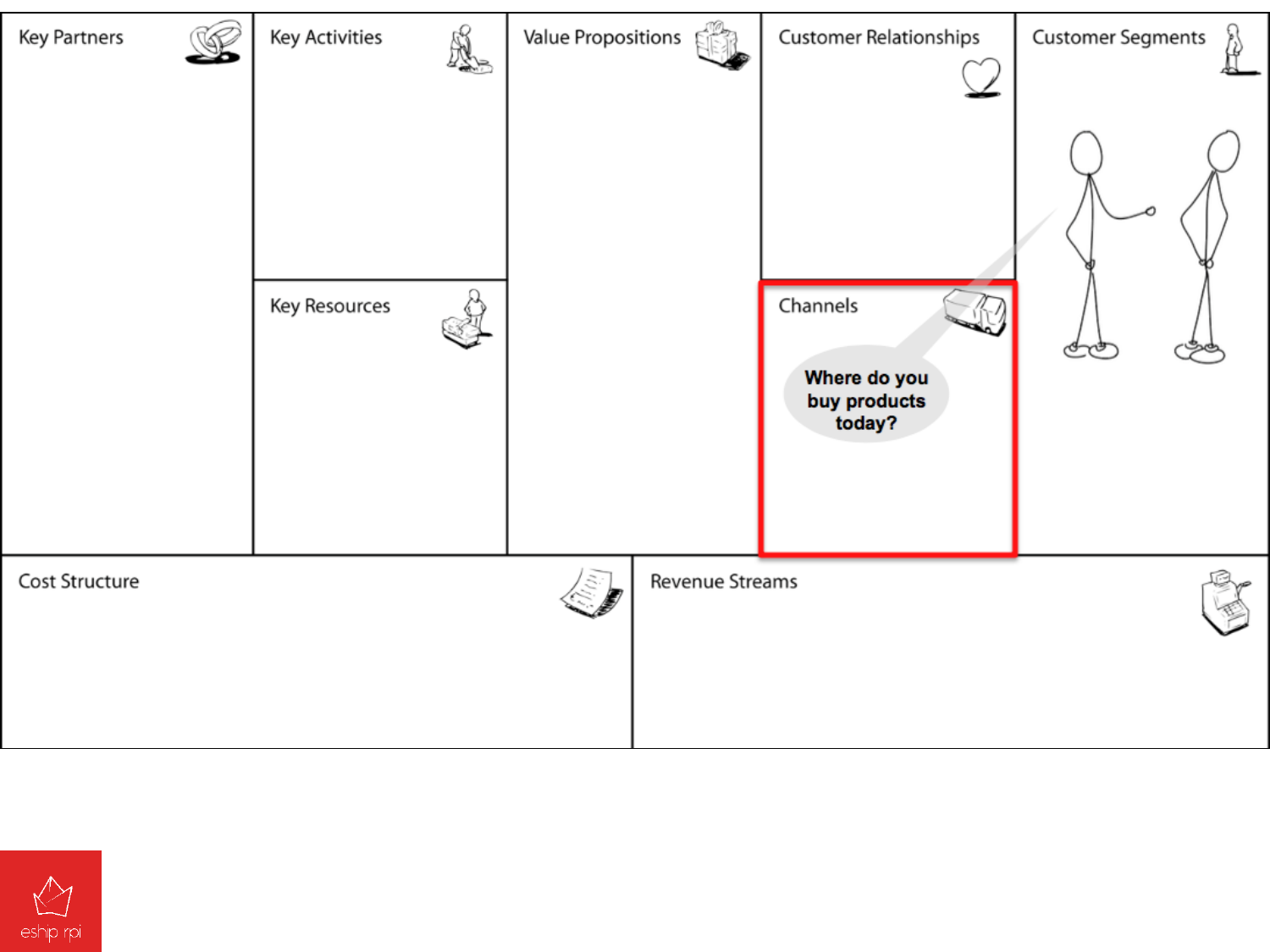| Key Partners | Key Activities | Value Propositions | Customer Relationships | Customer Segments |
| --- | --- | --- | --- | --- |
| | Key Resources | | Channels | |
| | | | Where do you buy products today? | |

| Cost Structure | Revenue Streams |
| --- | --- |
| | |

eship rpi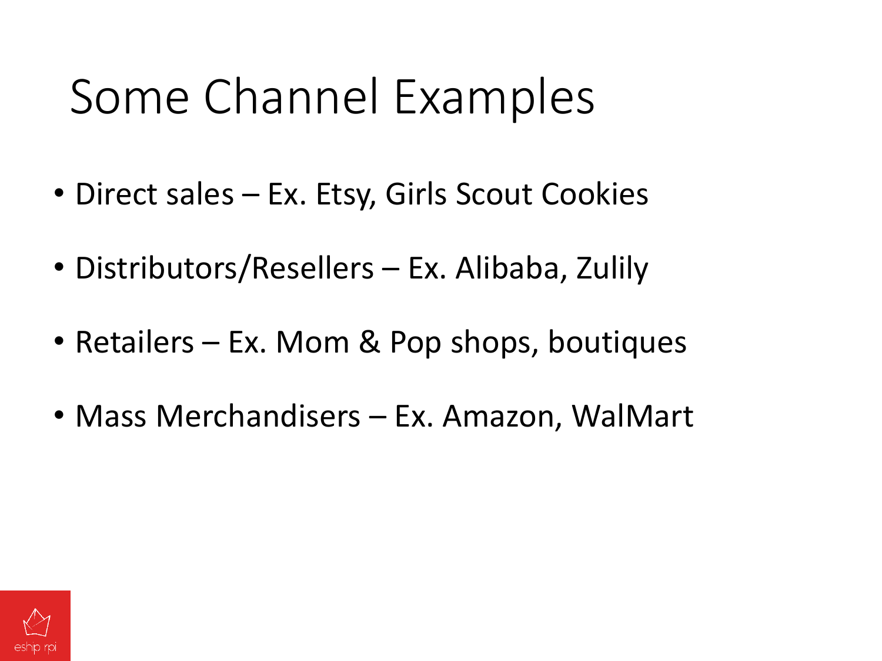# Some Channel Examples

- Direct sales – Ex. Etsy, Girls Scout Cookies
- Distributors/Resellers – Ex. Alibaba, Zulily
- Retailers – Ex. Mom & Pop shops, boutiques
- Mass Merchandisers – Ex. Amazon, WalMart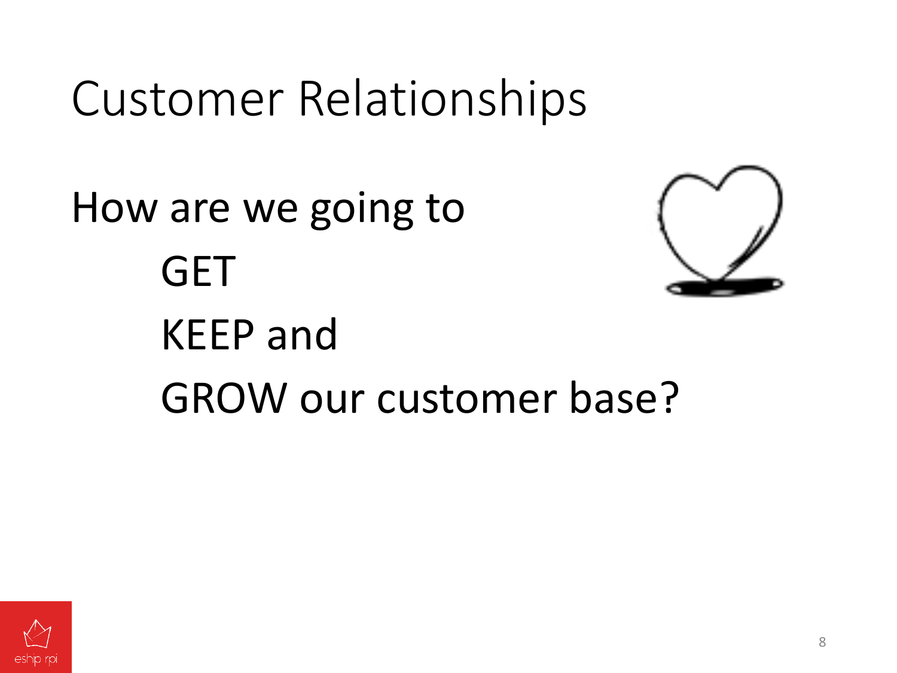# Customer Relationships

How are we going to

- GET
- KEEP and
- GROW our customer base?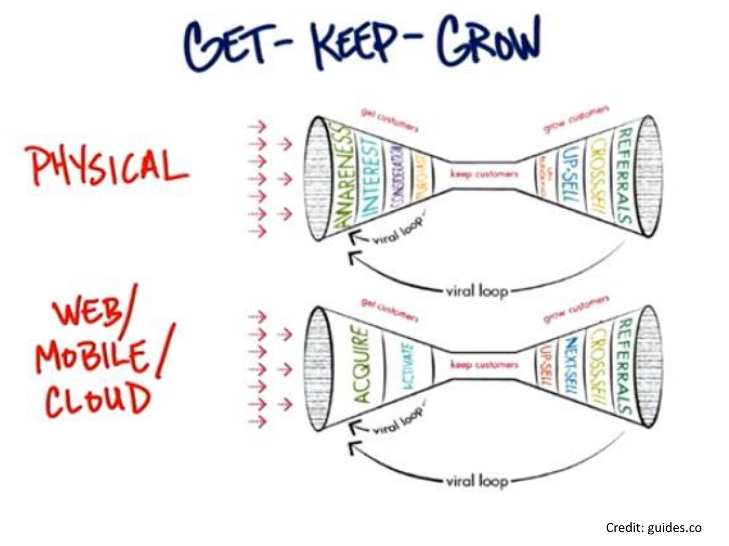# GET- KEEP- GROW

PHYSICAL

get customers — AWARENESS, INTEREST, CONSIDERATION, PURCHASE — keep customers — grow customers — UP-SELL, CROSS-SELL, REFERRALS

viral loop

viral loop

WEB/ MOBILE/ CLOUD

get customers — ACQUIRE, ACTIVATE — keep customers — grow customers — UP-SELL, NEXT-SELL, CROSS-SELL, REFERRALS

viral loop

viral loop

Credit: guides.co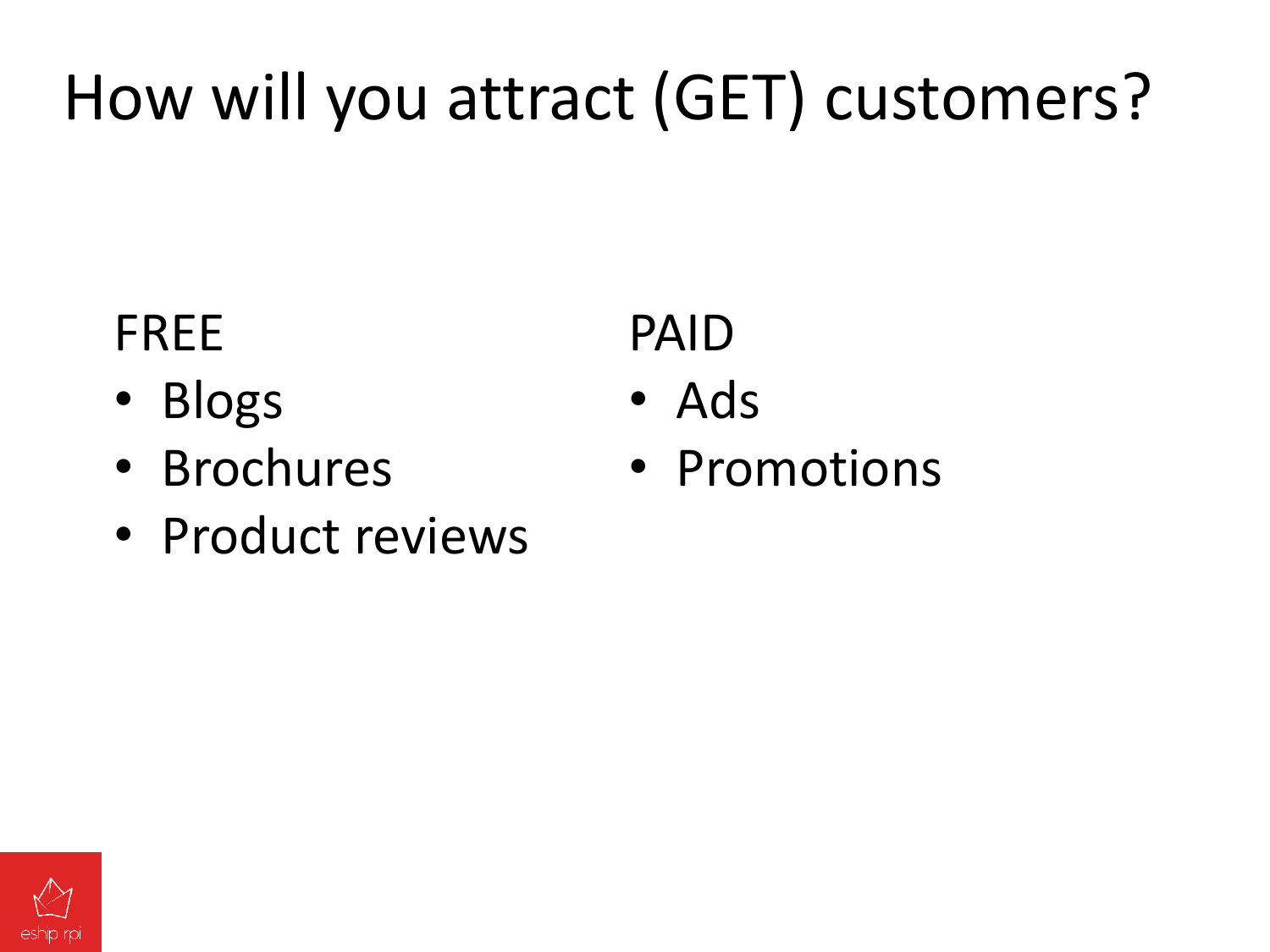# How will you attract (GET) customers?

FREE

- Blogs
- Brochures
- Product reviews

PAID

- Ads
- Promotions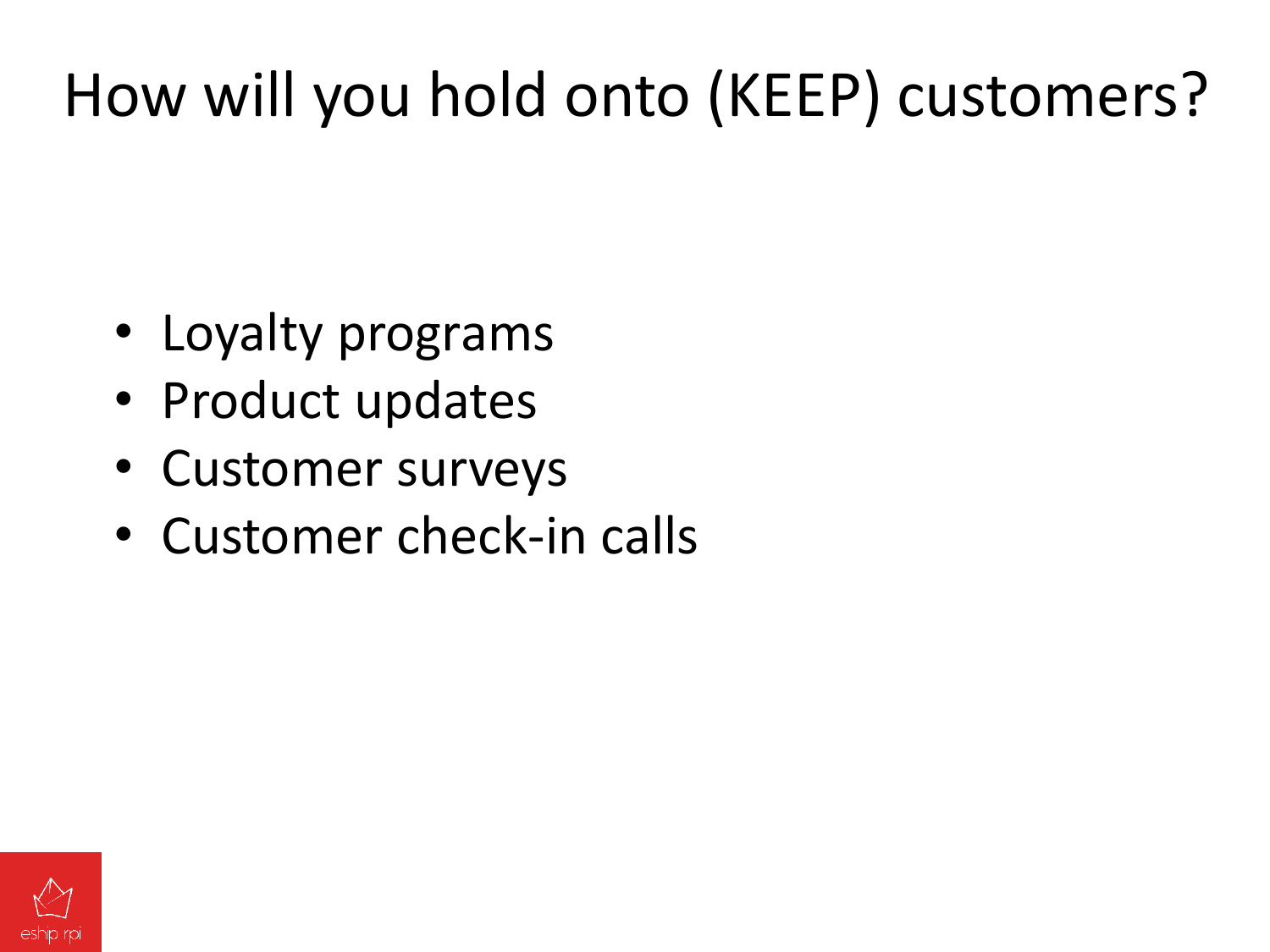# How will you hold onto (KEEP) customers?

- Loyalty programs
- Product updates
- Customer surveys
- Customer check-in calls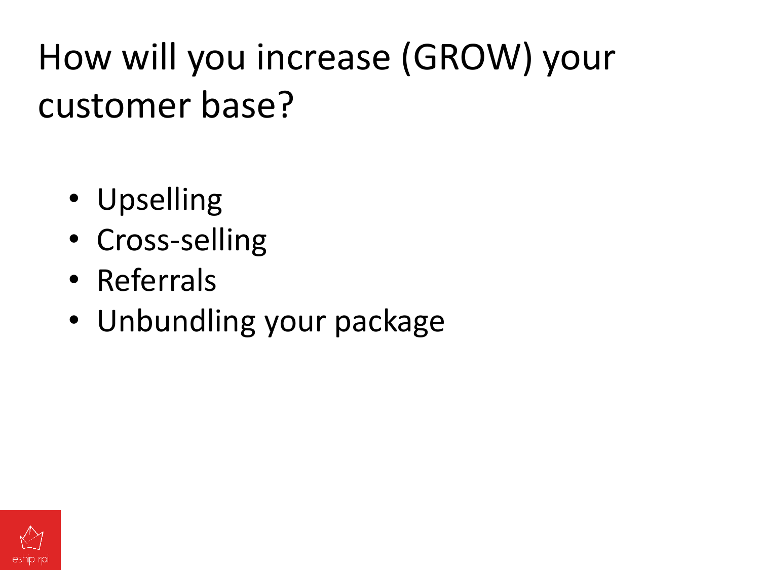# How will you increase (GROW) your customer base?

- Upselling
- Cross-selling
- Referrals
- Unbundling your package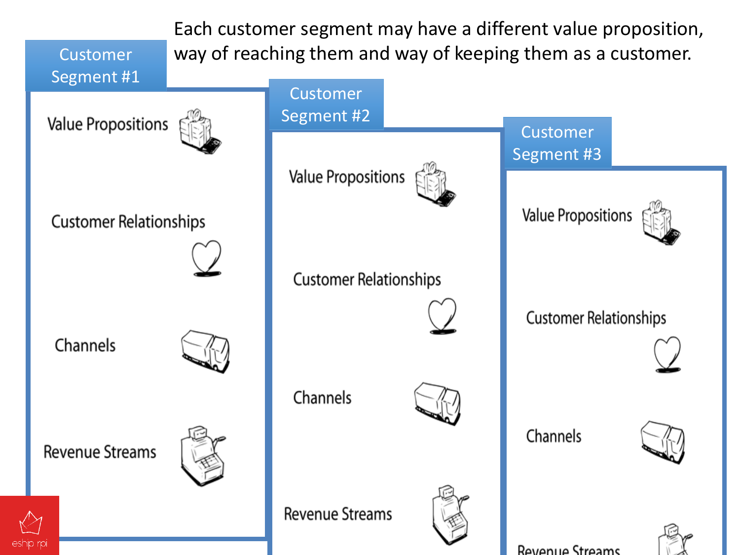Each customer segment may have a different value proposition, way of reaching them and way of keeping them as a customer.

## Customer Segment #1

- Value Propositions
- Customer Relationships
- Channels
- Revenue Streams

## Customer Segment #2

- Value Propositions
- Customer Relationships
- Channels
- Revenue Streams

## Customer Segment #3

- Value Propositions
- Customer Relationships
- Channels
- Revenue Streams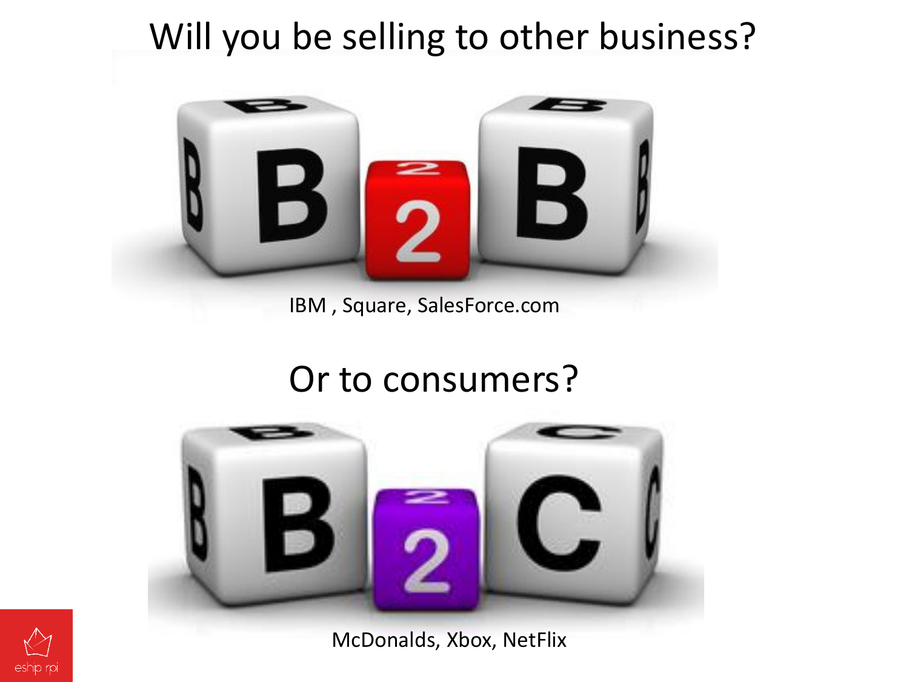# Will you be selling to other business?

IBM , Square, SalesForce.com

# Or to consumers?

McDonalds, Xbox, NetFlix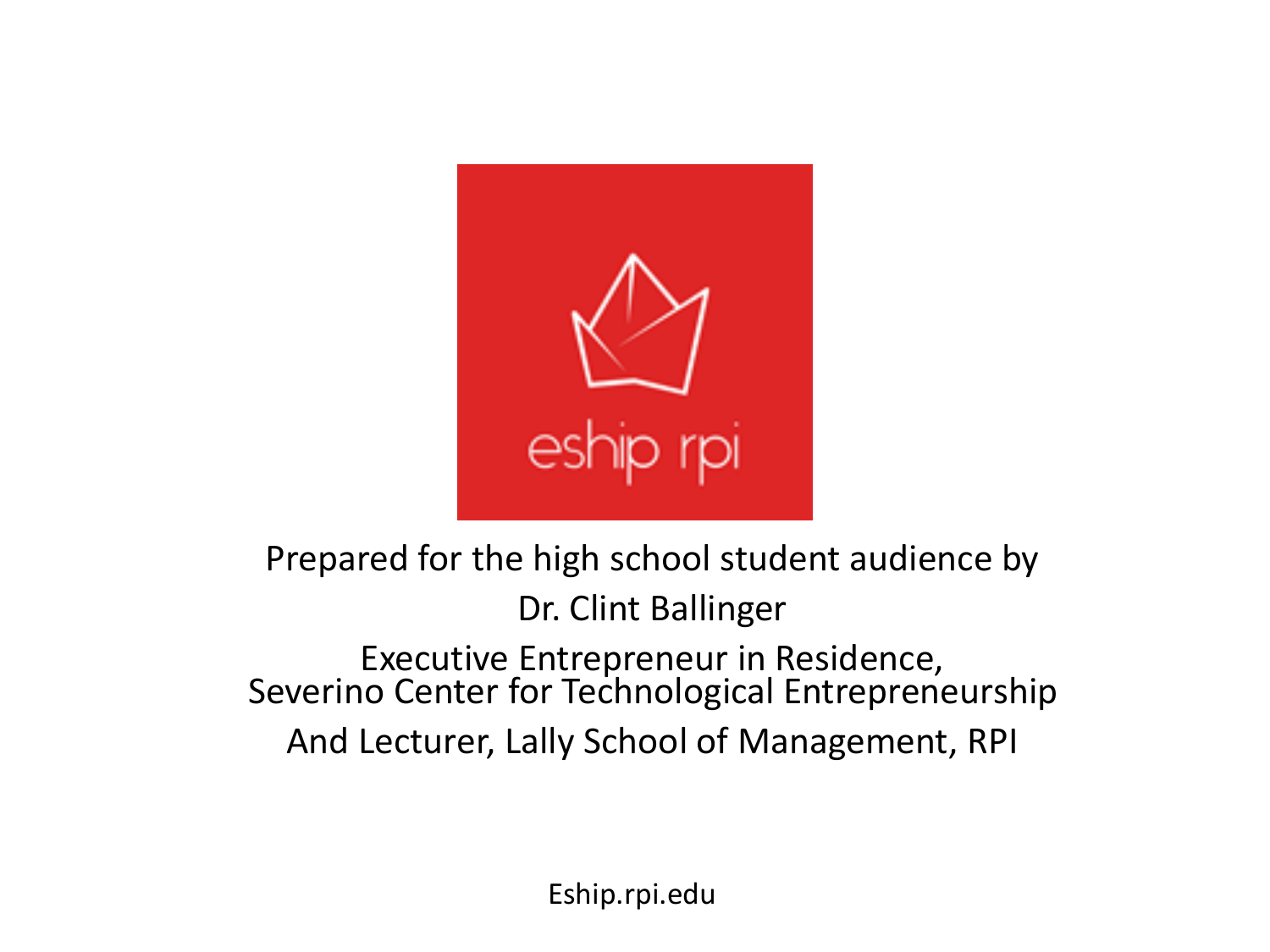eship rpi

Prepared for the high school student audience by

Dr. Clint Ballinger

Executive Entrepreneur in Residence,
Severino Center for Technological Entrepreneurship

And Lecturer, Lally School of Management, RPI

Eship.rpi.edu